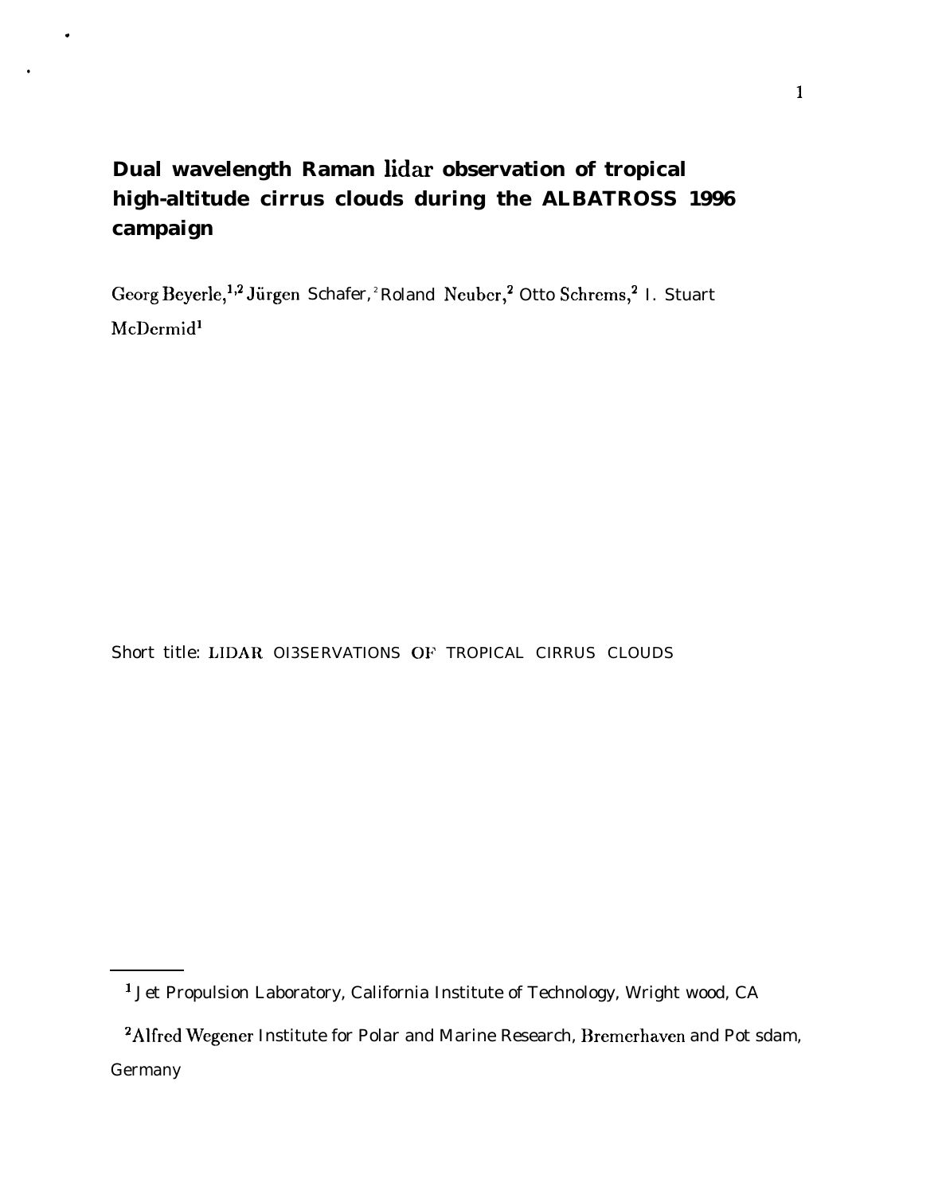# Dual wavelength Raman lidar observation of tropical high-altitude cirrus clouds during the ALBATROSS 1996 campaign

Georg Beyerle,[1,2] Jürgen Schafer,[2] Roland Neuber,[2] Otto Schrems,[2] I. Stuart McDermid[1]

Short title: LIDAR OBSERVATIONS OF TROPICAL CIRRUS CLOUDS

---

[1] Jet Propulsion Laboratory, California Institute of Technology, Wright wood, CA

[2] Alfred Wegener Institute for Polar and Marine Research, Bremerhaven and Pot sdam, Germany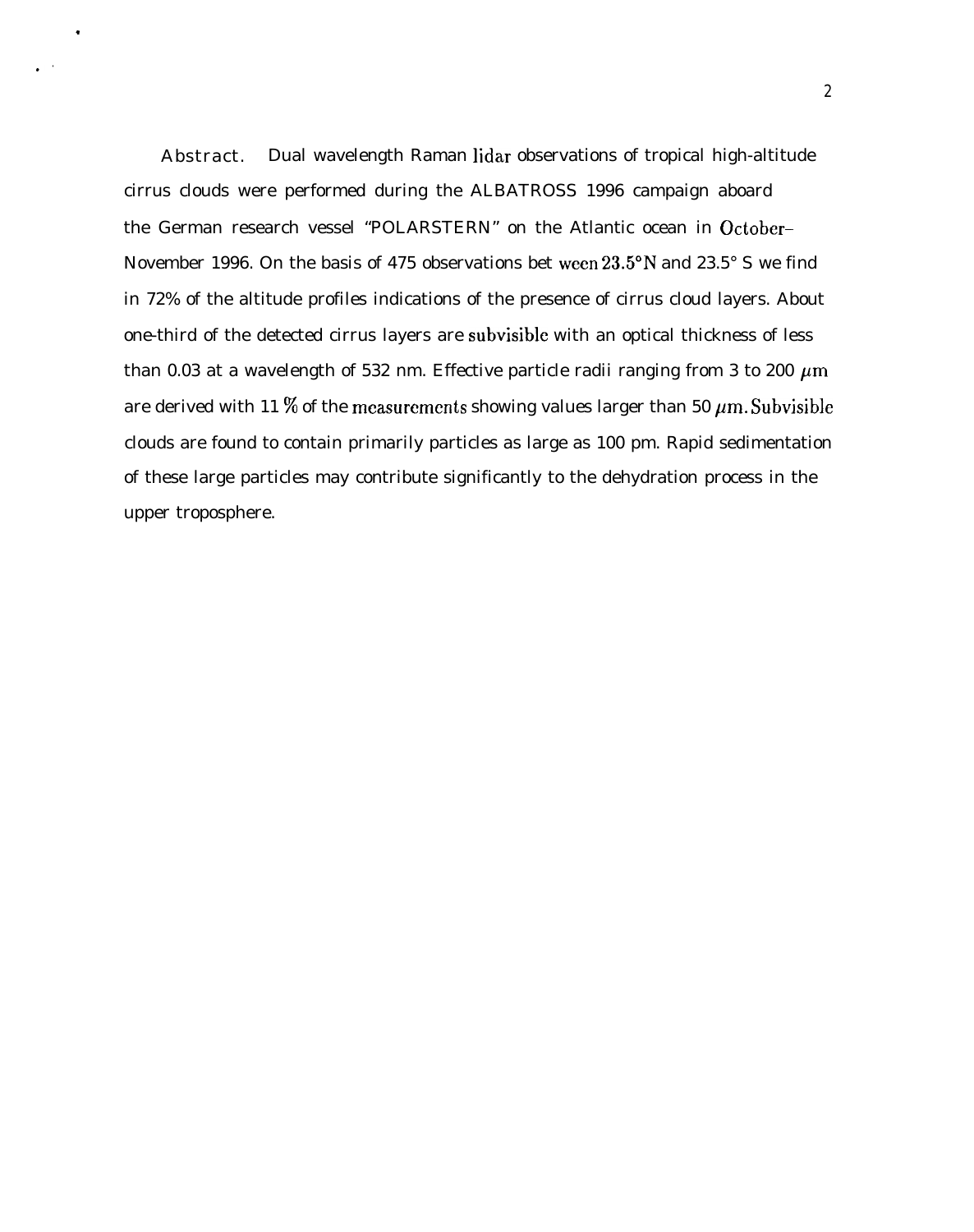**Abstract.** Dual wavelength Raman lidar observations of tropical high-altitude cirrus clouds were performed during the ALBATROSS 1996 campaign aboard the German research vessel "POLARSTERN" on the Atlantic ocean in October–November 1996. On the basis of 475 observations between 23.5°N and 23.5° S we find in 72% of the altitude profiles indications of the presence of cirrus cloud layers. About one-third of the detected cirrus layers are subvisible with an optical thickness of less than 0.03 at a wavelength of 532 nm. Effective particle radii ranging from 3 to 200 $\mu m$ are derived with 11 % of the measurements showing values larger than 50 $\mu m$. Subvisible clouds are found to contain primarily particles as large as 100 pm. Rapid sedimentation of these large particles may contribute significantly to the dehydration process in the upper troposphere.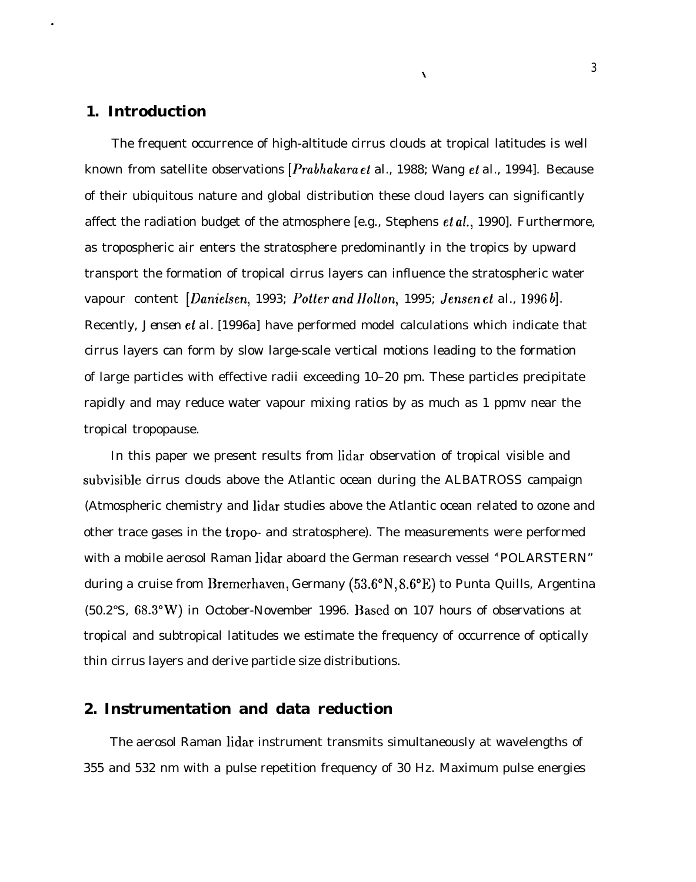## 1. Introduction

The frequent occurrence of high-altitude cirrus clouds at tropical latitudes is well known from satellite observations [*Prabhakara et* al., 1988; Wang *et* al., 1994]. Because of their ubiquitous nature and global distribution these cloud layers can significantly affect the radiation budget of the atmosphere [e.g., Stephens *et al.*, 1990]. Furthermore, as tropospheric air enters the stratosphere predominantly in the tropics by upward transport the formation of tropical cirrus layers can influence the stratospheric water vapour content [*Danielsen*, 1993; *Potter and Holton*, 1995; *Jensen et* al., *1996 b*]. Recently, Jensen *et* al. [1996a] have performed model calculations which indicate that cirrus layers can form by slow large-scale vertical motions leading to the formation of large particles with effective radii exceeding 10–20 pm. These particles precipitate rapidly and may reduce water vapour mixing ratios by as much as 1 ppmv near the tropical tropopause.

In this paper we present results from lidar observation of tropical visible and subvisible cirrus clouds above the Atlantic ocean during the ALBATROSS campaign (Atmospheric chemistry and lidar studies above the Atlantic ocean related to ozone and other trace gases in the tropo- and stratosphere). The measurements were performed with a mobile aerosol Raman lidar aboard the German research vessel "POLARSTERN" during a cruise from Bremerhaven, Germany (53.6°N, 8.6°E) to Punta Quills, Argentina (50.2°S, 68.3°W) in October-November 1996. Based on 107 hours of observations at tropical and subtropical latitudes we estimate the frequency of occurrence of optically thin cirrus layers and derive particle size distributions.

## 2. Instrumentation and data reduction

The aerosol Raman lidar instrument transmits simultaneously at wavelengths of 355 and 532 nm with a pulse repetition frequency of 30 Hz. Maximum pulse energies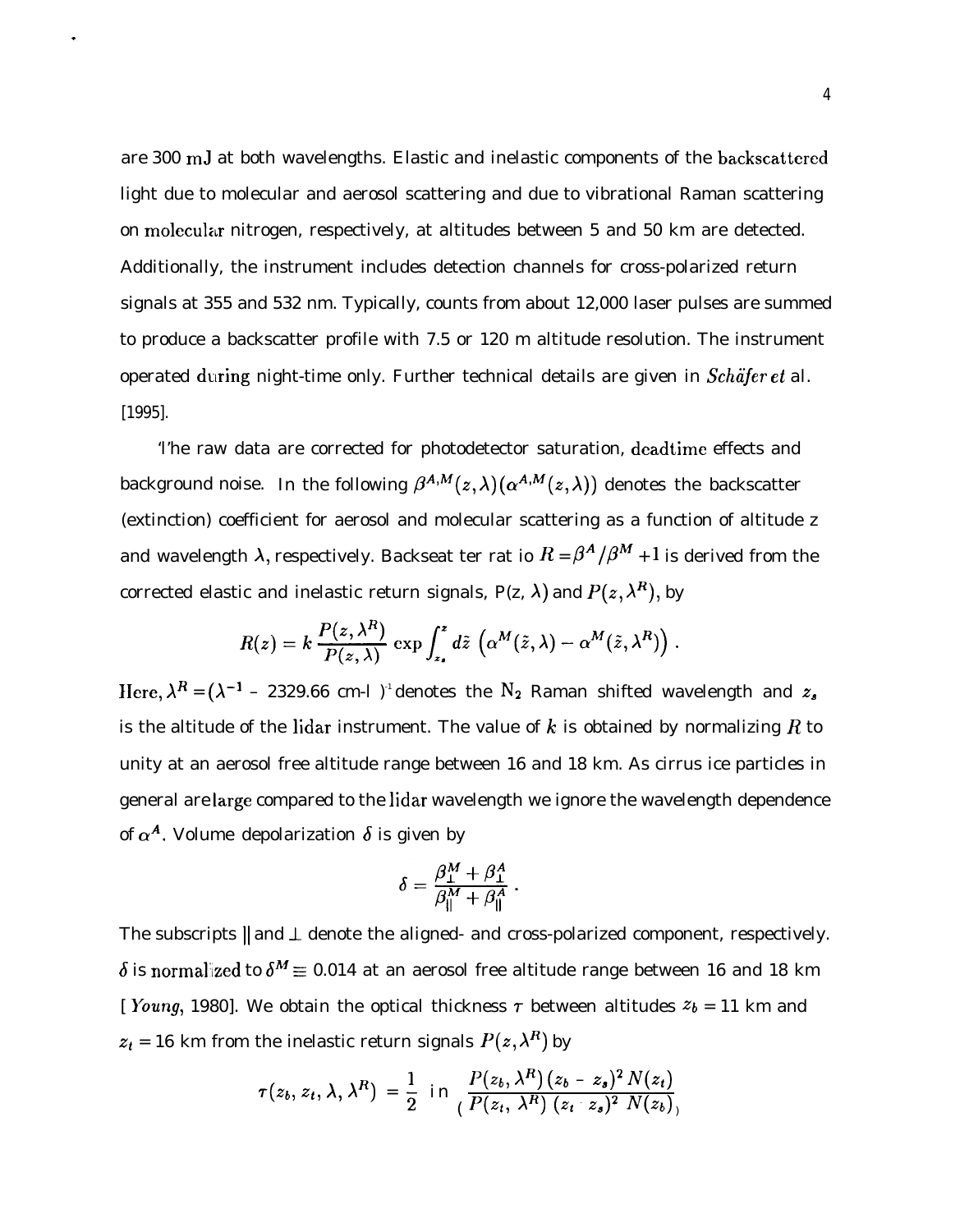are 300 mJ at both wavelengths. Elastic and inelastic components of the backscattered light due to molecular and aerosol scattering and due to vibrational Raman scattering on molecular nitrogen, respectively, at altitudes between 5 and 50 km are detected. Additionally, the instrument includes detection channels for cross-polarized return signals at 355 and 532 nm. Typically, counts from about 12,000 laser pulses are summed to produce a backscatter profile with 7.5 or 120 m altitude resolution. The instrument operated during night-time only. Further technical details are given in *Schäfer et* al. [1995].

The raw data are corrected for photodetector saturation, deadtime effects and background noise. In the following $\beta^{A,M}(z,\lambda)(\alpha^{A,M}(z,\lambda))$ denotes the backscatter (extinction) coefficient for aerosol and molecular scattering as a function of altitude z and wavelength $\lambda$, respectively. Backscatter ratio $R = \beta^A/\beta^M + 1$ is derived from the corrected elastic and inelastic return signals, $P(z, \lambda)$ and $P(z, \lambda^R)$, by

$$R(z) = k\,\frac{P(z,\lambda^R)}{P(z,\lambda)}\,\exp\int_{z_s}^{z} d\tilde{z}\,\left(\alpha^M(\tilde{z},\lambda) - \alpha^M(\tilde{z},\lambda^R)\right).$$

Here, $\lambda^R = (\lambda^{-1} - 2329.66\ \mathrm{cm}^{-1})^{-1}$ denotes the $N_2$ Raman shifted wavelength and $z_s$ is the altitude of the lidar instrument. The value of $k$ is obtained by normalizing $R$ to unity at an aerosol free altitude range between 16 and 18 km. As cirrus ice particles in general are large compared to the lidar wavelength we ignore the wavelength dependence of $\alpha^A$. Volume depolarization $\delta$ is given by

$$\delta = \frac{\beta_\perp^M + \beta_\perp^A}{\beta_\parallel^M + \beta_\parallel^A}.$$

The subscripts $\parallel$ and $\perp$ denote the aligned- and cross-polarized component, respectively. $\delta$ is normalized to $\delta^M \equiv 0.014$ at an aerosol free altitude range between 16 and 18 km [*Young*, 1980]. We obtain the optical thickness $\tau$ between altitudes $z_b = 11$ km and $z_t = 16$ km from the inelastic return signals $P(z, \lambda^R)$ by

$$\tau(z_b, z_t, \lambda, \lambda^R) = \frac{1}{2}\ \ln\left(\frac{P(z_b,\lambda^R)\,(z_b - z_s)^2\,N(z_t)}{P(z_t,\lambda^R)\,(z_t - z_s)^2\,N(z_b)}\right)$$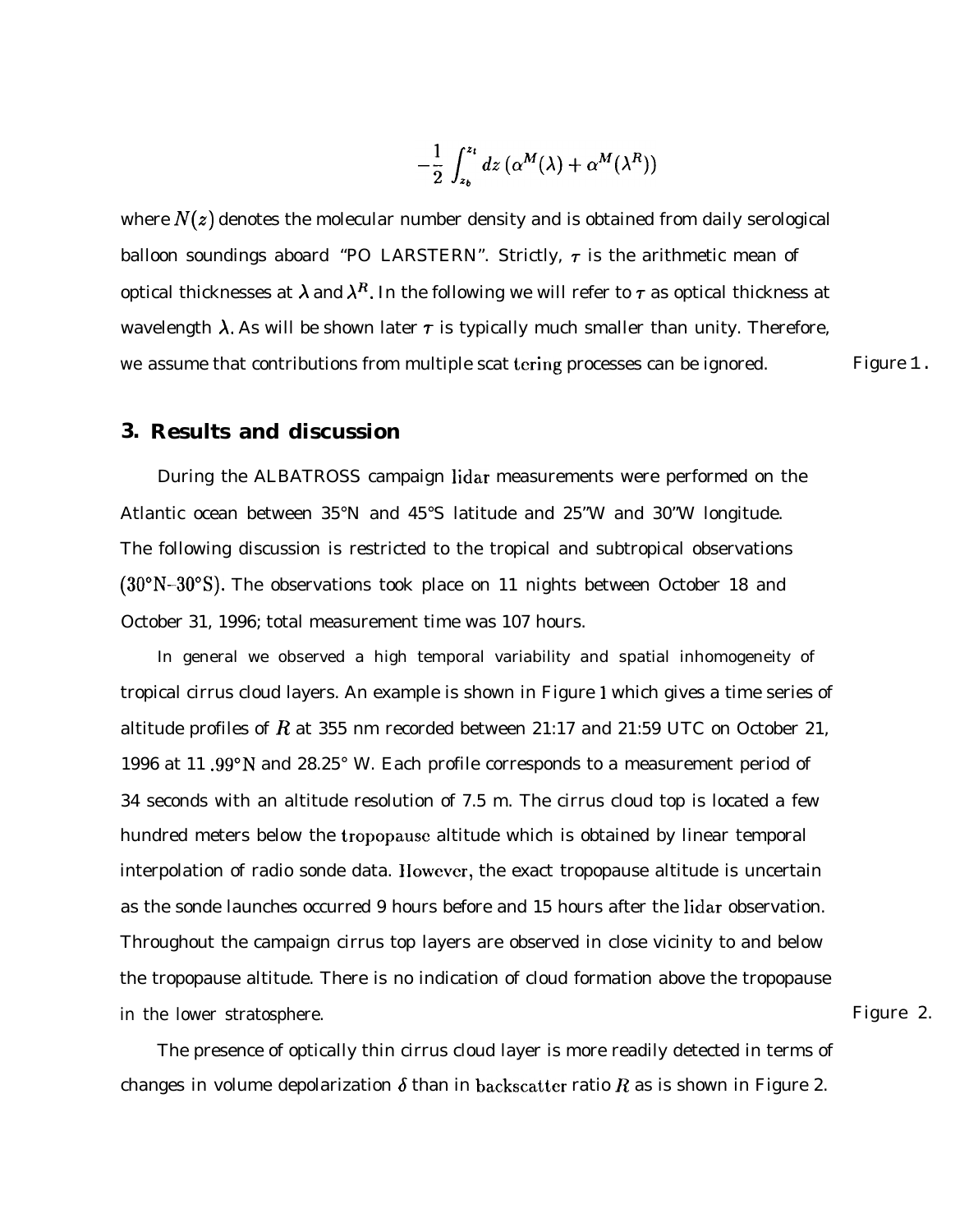$$-\frac{1}{2}\int_{z_b}^{z_t} dz\,(\alpha^M(\lambda)+\alpha^M(\lambda^R))$$

where $N(z)$ denotes the molecular number density and is obtained from daily serological balloon soundings aboard "PO LARSTERN". Strictly, $\tau$ is the arithmetic mean of optical thicknesses at $\lambda$ and $\lambda^R$. In the following we will refer to $\tau$ as optical thickness at wavelength $\lambda$. As will be shown later $\tau$ is typically much smaller than unity. Therefore, we assume that contributions from multiple scattering processes can be ignored.

Figure 1.

## 3. Results and discussion

During the ALBATROSS campaign lidar measurements were performed on the Atlantic ocean between 35°N and 45°S latitude and 25"W and 30"W longitude. The following discussion is restricted to the tropical and subtropical observations (30°N–30°S). The observations took place on 11 nights between October 18 and October 31, 1996; total measurement time was 107 hours.

In general we observed a high temporal variability and spatial inhomogeneity of tropical cirrus cloud layers. An example is shown in Figure 1 which gives a time series of altitude profiles of $R$ at 355 nm recorded between 21:17 and 21:59 UTC on October 21, 1996 at 11.99°N and 28.25° W. Each profile corresponds to a measurement period of 34 seconds with an altitude resolution of 7.5 m. The cirrus cloud top is located a few hundred meters below the tropopause altitude which is obtained by linear temporal interpolation of radio sonde data. However, the exact tropopause altitude is uncertain as the sonde launches occurred 9 hours before and 15 hours after the lidar observation. Throughout the campaign cirrus top layers are observed in close vicinity to and below the tropopause altitude. There is no indication of cloud formation above the tropopause in the lower stratosphere.

Figure 2.

The presence of optically thin cirrus cloud layer is more readily detected in terms of changes in volume depolarization $\delta$ than in backscatter ratio $R$ as is shown in Figure 2.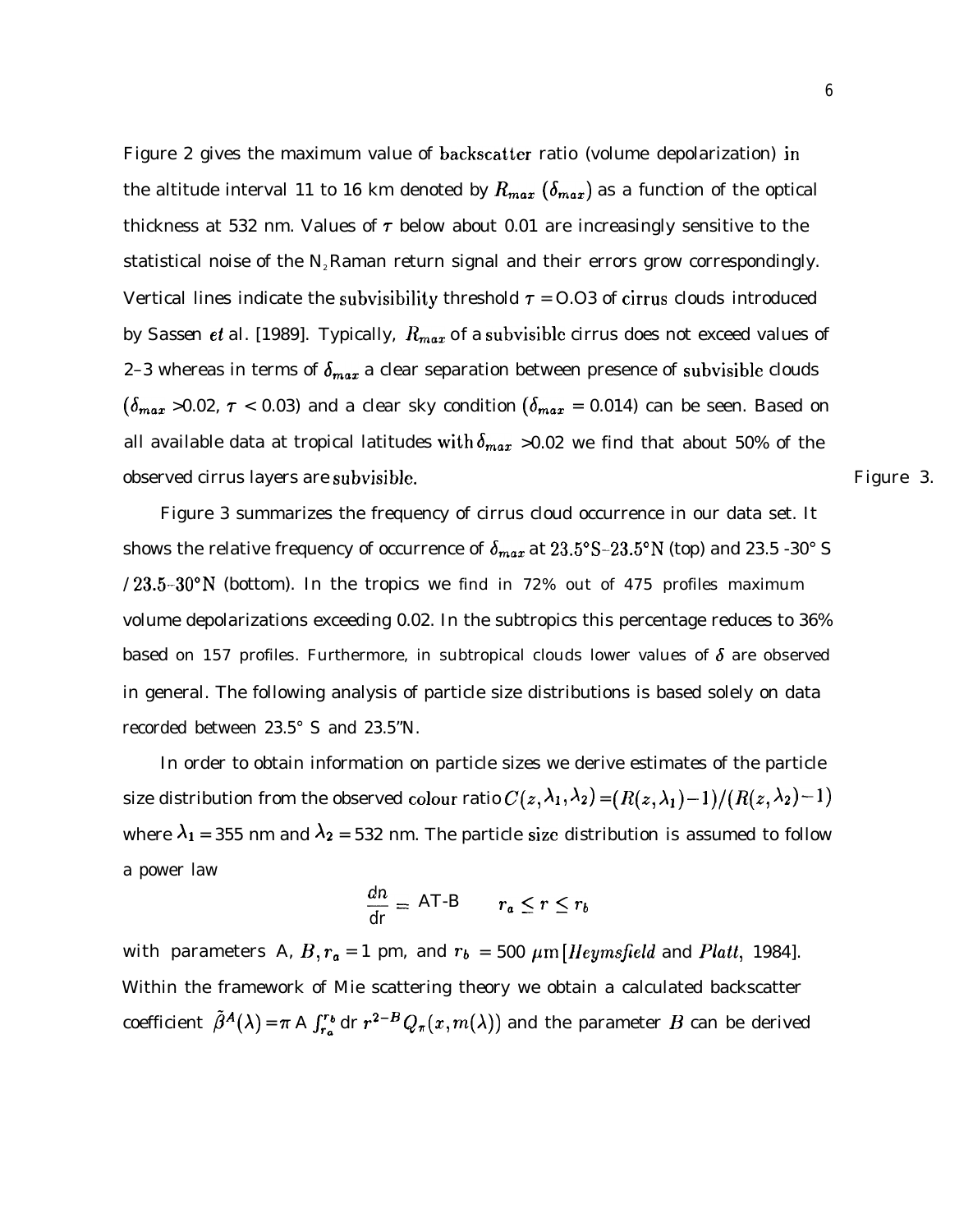Figure 2 gives the maximum value of backscatter ratio (volume depolarization) in the altitude interval 11 to 16 km denoted by $R_{max}$ ($\delta_{max}$) as a function of the optical thickness at 532 nm. Values of $\tau$ below about 0.01 are increasingly sensitive to the statistical noise of the $N_2$ Raman return signal and their errors grow correspondingly. Vertical lines indicate the subvisibility threshold $\tau$ = O.O3 of cirrus clouds introduced by Sassen *et* al. [1989]. Typically, $R_{max}$ of a subvisible cirrus does not exceed values of 2–3 whereas in terms of $\delta_{max}$ a clear separation between presence of subvisible clouds ($\delta_{max}$ >0.02, $\tau$ < 0.03) and a clear sky condition ($\delta_{max}$ = 0.014) can be seen. Based on all available data at tropical latitudes with $\delta_{max}$ >0.02 we find that about 50% of the observed cirrus layers are subvisible.

Figure 3 summarizes the frequency of cirrus cloud occurrence in our data set. It shows the relative frequency of occurrence of $\delta_{max}$ at 23.5°S–23.5°N (top) and 23.5 -30° S / 23.5–30°N (bottom). In the tropics we find in 72% out of 475 profiles maximum volume depolarizations exceeding 0.02. In the subtropics this percentage reduces to 36% based on 157 profiles. Furthermore, in subtropical clouds lower values of $\delta$ are observed in general. The following analysis of particle size distributions is based solely on data recorded between 23.5° S and 23.5"N.

In order to obtain information on particle sizes we derive estimates of the particle size distribution from the observed colour ratio $C(z, \lambda_1, \lambda_2) = (R(z, \lambda_1) - 1)/(R(z, \lambda_2) - 1)$ where $\lambda_1$ = 355 nm and $\lambda_2$ = 532 nm. The particle size distribution is assumed to follow a power law

$$\frac{dn}{dr} = Ar^{-B} \qquad r_a \leq r \leq r_b$$

with parameters A, $B$, $r_a$ = 1 pm, and $r_b$ = 500 $\mu$m [*Heymsfield* and *Platt*, 1984]. Within the framework of Mie scattering theory we obtain a calculated backscatter coefficient $\tilde{\beta}^A(\lambda) = \pi A \int_{r_a}^{r_b} dr\, r^{2-B} Q_\pi(x, m(\lambda))$ and the parameter $B$ can be derived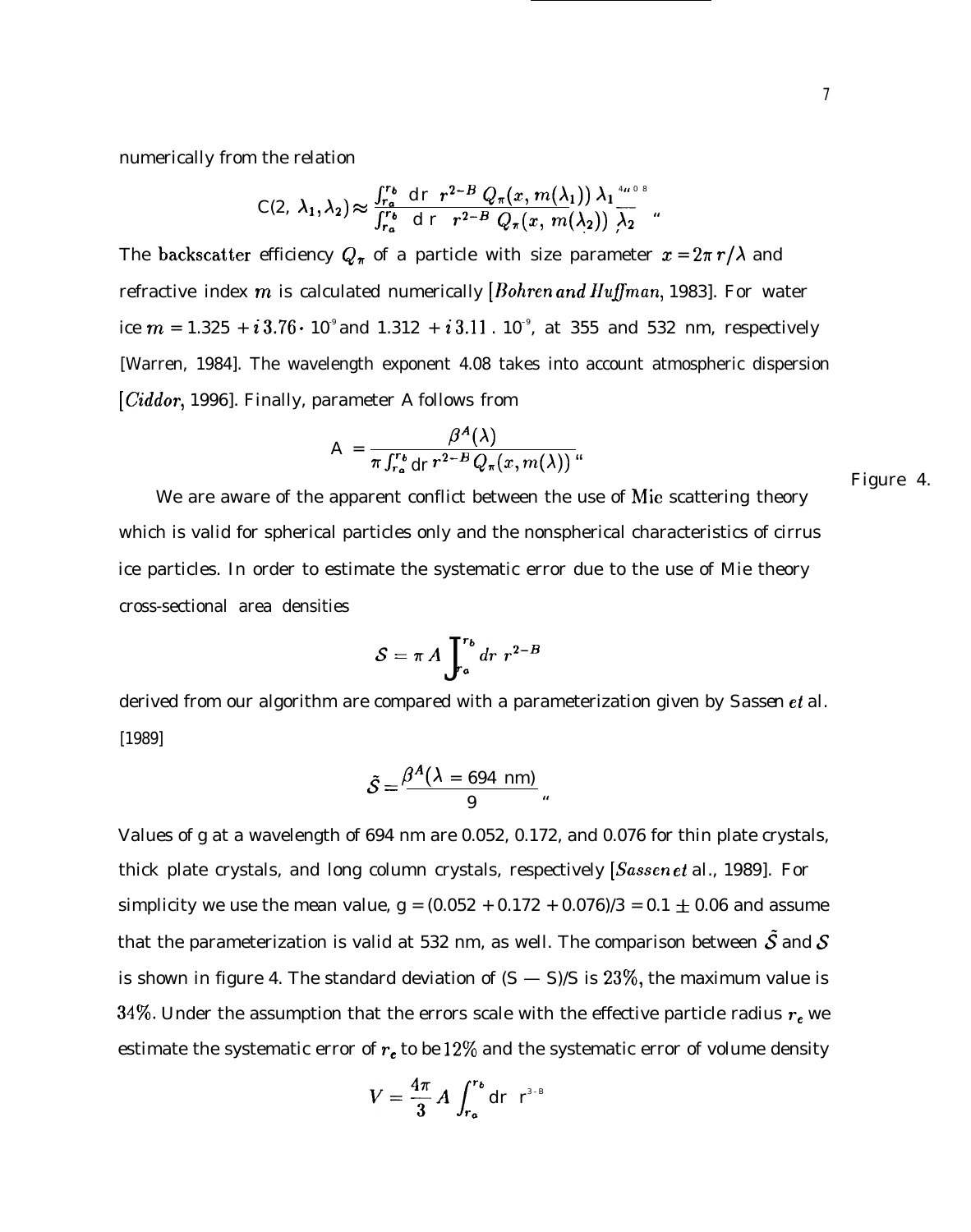numerically from the relation

$$C(2, \lambda_1, \lambda_2) \approx \frac{\int_{r_a}^{r_b} dr \; r^{2-B} \, Q_\pi(x, m(\lambda_1)) \, \lambda_1^{4.08}}{\int_{r_a}^{r_b} dr \; r^{2-B} \, Q_\pi(x, m(\lambda_2)) \, \lambda_2^{4.08}}.$$

The backscatter efficiency $Q_\pi$ of a particle with size parameter $x = 2\pi r/\lambda$ and refractive index $m$ is calculated numerically [*Bohren and Huffman*, 1983]. For water ice $m = 1.325 + i\,3.76 \cdot 10^{-9}$ and $1.312 + i\,3.11 \cdot 10^{-9}$, at 355 and 532 nm, respectively [Warren, 1984]. The wavelength exponent 4.08 takes into account atmospheric dispersion [*Ciddor*, 1996]. Finally, parameter A follows from

$$A = \frac{\beta^A(\lambda)}{\pi \int_{r_a}^{r_b} dr \, r^{2-B} \, Q_\pi(x, m(\lambda))}.$$

Figure 4.

We are aware of the apparent conflict between the use of Mie scattering theory which is valid for spherical particles only and the nonspherical characteristics of cirrus ice particles. In order to estimate the systematic error due to the use of Mie theory cross-sectional area densities

$$\mathcal{S} = \pi A \int_{r_a}^{r_b} dr \; r^{2-B}$$

derived from our algorithm are compared with a parameterization given by Sassen *et* al. [1989]

$$\tilde{\mathcal{S}} = \frac{\beta^A(\lambda = 694 \text{ nm})}{g}.$$

Values of g at a wavelength of 694 nm are 0.052, 0.172, and 0.076 for thin plate crystals, thick plate crystals, and long column crystals, respectively [*Sassen et* al., 1989]. For simplicity we use the mean value, g = (0.052 + 0.172 + 0.076)/3 = 0.1 $\pm$ 0.06 and assume that the parameterization is valid at 532 nm, as well. The comparison between $\tilde{\mathcal{S}}$ and $\mathcal{S}$ is shown in figure 4. The standard deviation of $(\tilde{S} - S)/S$ is 23%, the maximum value is 34%. Under the assumption that the errors scale with the effective particle radius $r_e$ we estimate the systematic error of $r_e$ to be 12% and the systematic error of volume density

$$V = \frac{4\pi}{3} A \int_{r_a}^{r_b} dr \; r^{3-B}$$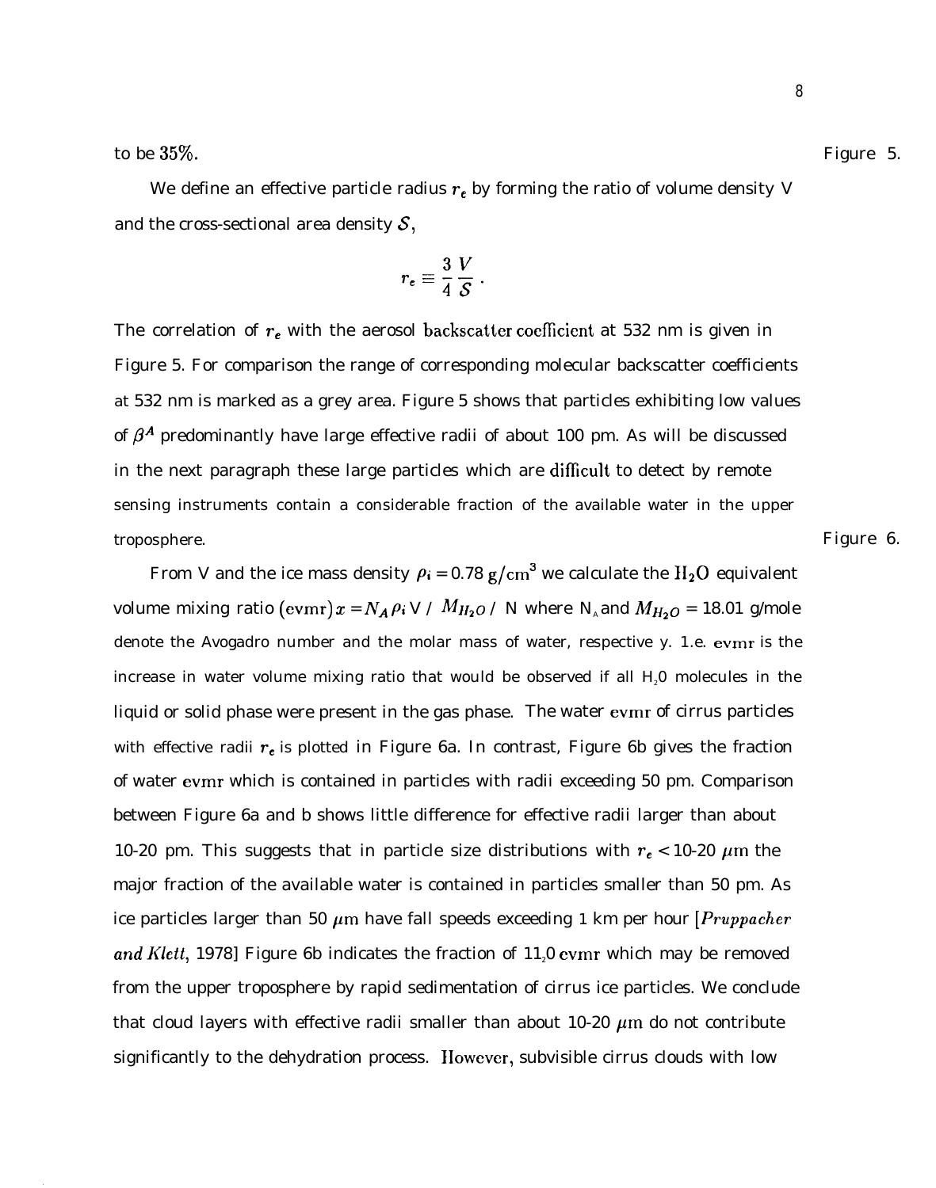to be 35%.

Figure 5.

We define an effective particle radius $r_e$ by forming the ratio of volume density V and the cross-sectional area density $\mathcal{S}$,

$$r_e \equiv \frac{3}{4}\frac{V}{\mathcal{S}} .$$

The correlation of $r_e$ with the aerosol backscatter coefficient at 532 nm is given in Figure 5. For comparison the range of corresponding molecular backscatter coefficients at 532 nm is marked as a grey area. Figure 5 shows that particles exhibiting low values of $\beta^A$ predominantly have large effective radii of about 100 pm. As will be discussed in the next paragraph these large particles which are difficult to detect by remote sensing instruments contain a considerable fraction of the available water in the upper troposphere.

Figure 6.

From V and the ice mass density $\rho_i = 0.78\ \mathrm{g/cm^3}$ we calculate the $H_2O$ equivalent volume mixing ratio $(\mathrm{evmr})x = N_A \rho_i V / M_{H_2O}$ / N where $N_A$ and $M_{H_2O}$ = 18.01 g/mole denote the Avogadro number and the molar mass of water, respective y. 1.e. evmr is the increase in water volume mixing ratio that would be observed if all $H_2O$ molecules in the liquid or solid phase were present in the gas phase. The water evmr of cirrus particles with effective radii $r_e$ is plotted in Figure 6a. In contrast, Figure 6b gives the fraction of water evmr which is contained in particles with radii exceeding 50 pm. Comparison between Figure 6a and b shows little difference for effective radii larger than about 10-20 pm. This suggests that in particle size distributions with $r_e <$ 10-20 $\mu$m the major fraction of the available water is contained in particles smaller than 50 pm. As ice particles larger than 50 $\mu$m have fall speeds exceeding 1 km per hour [*Pruppacher and Klett*, 1978] Figure 6b indicates the fraction of $H_2O$ evmr which may be removed from the upper troposphere by rapid sedimentation of cirrus ice particles. We conclude that cloud layers with effective radii smaller than about 10-20 $\mu$m do not contribute significantly to the dehydration process. However, subvisible cirrus clouds with low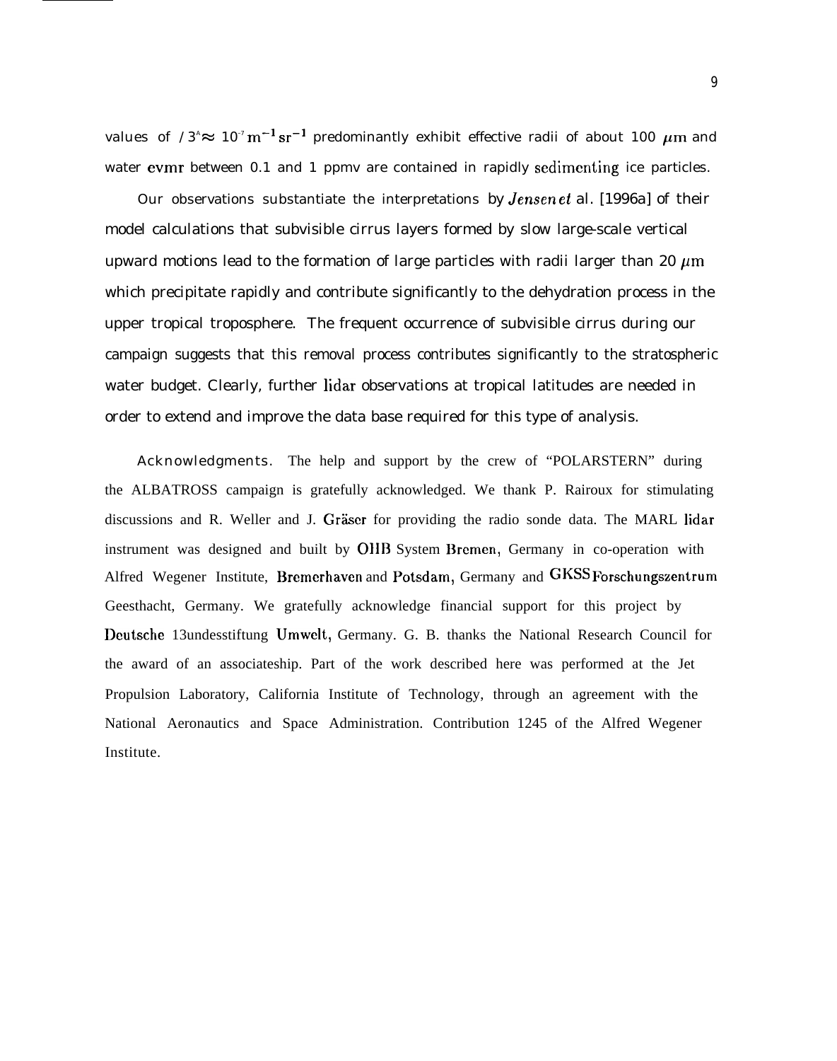values of $/3^{\wedge} \approx 10^{-7}\,\mathrm{m^{-1}\,sr^{-1}}$ predominantly exhibit effective radii of about 100 $\mu$m and water evmr between 0.1 and 1 ppmv are contained in rapidly sedimenting ice particles.

Our observations substantiate the interpretations by *Jensen et* al. [1996a] of their model calculations that subvisible cirrus layers formed by slow large-scale vertical upward motions lead to the formation of large particles with radii larger than 20 $\mu$m which precipitate rapidly and contribute significantly to the dehydration process in the upper tropical troposphere. The frequent occurrence of subvisible cirrus during our campaign suggests that this removal process contributes significantly to the stratospheric water budget. Clearly, further lidar observations at tropical latitudes are needed in order to extend and improve the data base required for this type of analysis.

Acknowledgments. The help and support by the crew of "POLARSTERN" during the ALBATROSS campaign is gratefully acknowledged. We thank P. Rairoux for stimulating discussions and R. Weller and J. Gräser for providing the radio sonde data. The MARL lidar instrument was designed and built by OHB System Bremen, Germany in co-operation with Alfred Wegener Institute, Bremerhaven and Potsdam, Germany and GKSS Forschungszentrum Geesthacht, Germany. We gratefully acknowledge financial support for this project by Deutsche 13undesstiftung Umwelt, Germany. G. B. thanks the National Research Council for the award of an associateship. Part of the work described here was performed at the Jet Propulsion Laboratory, California Institute of Technology, through an agreement with the National Aeronautics and Space Administration. Contribution 1245 of the Alfred Wegener Institute.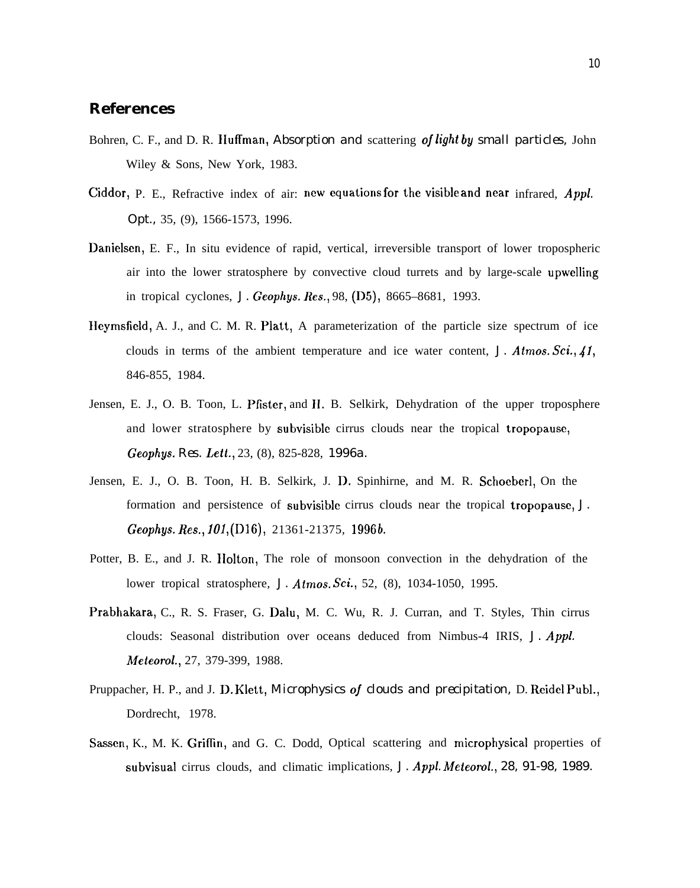## References

Bohren, C. F., and D. R. Huffman, *Absorption and scattering of light by small particles*, John Wiley & Sons, New York, 1983.

Ciddor, P. E., Refractive index of air: new equations for the visible and near infrared, *Appl. Opt.*, 35, (9), 1566-1573, 1996.

Danielsen, E. F., In situ evidence of rapid, vertical, irreversible transport of lower tropospheric air into the lower stratosphere by convective cloud turrets and by large-scale upwelling in tropical cyclones, *J. Geophys. Res.*, 98, (D5), 8665–8681, 1993.

Heymsfield, A. J., and C. M. R. Platt, A parameterization of the particle size spectrum of ice clouds in terms of the ambient temperature and ice water content, *J. Atmos. Sci.*, *41*, 846-855, 1984.

Jensen, E. J., O. B. Toon, L. Pfister, and H. B. Selkirk, Dehydration of the upper troposphere and lower stratosphere by subvisible cirrus clouds near the tropical tropopause, *Geophys. Res. Lett.*, 23, (8), 825-828, 1996a.

Jensen, E. J., O. B. Toon, H. B. Selkirk, J. D. Spinhirne, and M. R. Schoeberl, On the formation and persistence of subvisible cirrus clouds near the tropical tropopause, *J. Geophys. Res.*, *101*, (D16), 21361-21375, 1996*b*.

Potter, B. E., and J. R. Holton, The role of monsoon convection in the dehydration of the lower tropical stratosphere, *J. Atmos. Sci.*, 52, (8), 1034-1050, 1995.

Prabhakara, C., R. S. Fraser, G. Dalu, M. C. Wu, R. J. Curran, and T. Styles, Thin cirrus clouds: Seasonal distribution over oceans deduced from Nimbus-4 IRIS, *J. Appl. Meteorol.*, 27, 379-399, 1988.

Pruppacher, H. P., and J. D. Klett, *Microphysics of clouds and precipitation*, D. Reidel Publ., Dordrecht, 1978.

Sassen, K., M. K. Griffin, and G. C. Dodd, Optical scattering and microphysical properties of subvisual cirrus clouds, and climatic implications, *J. Appl. Meteorol.*, 28, 91-98, 1989.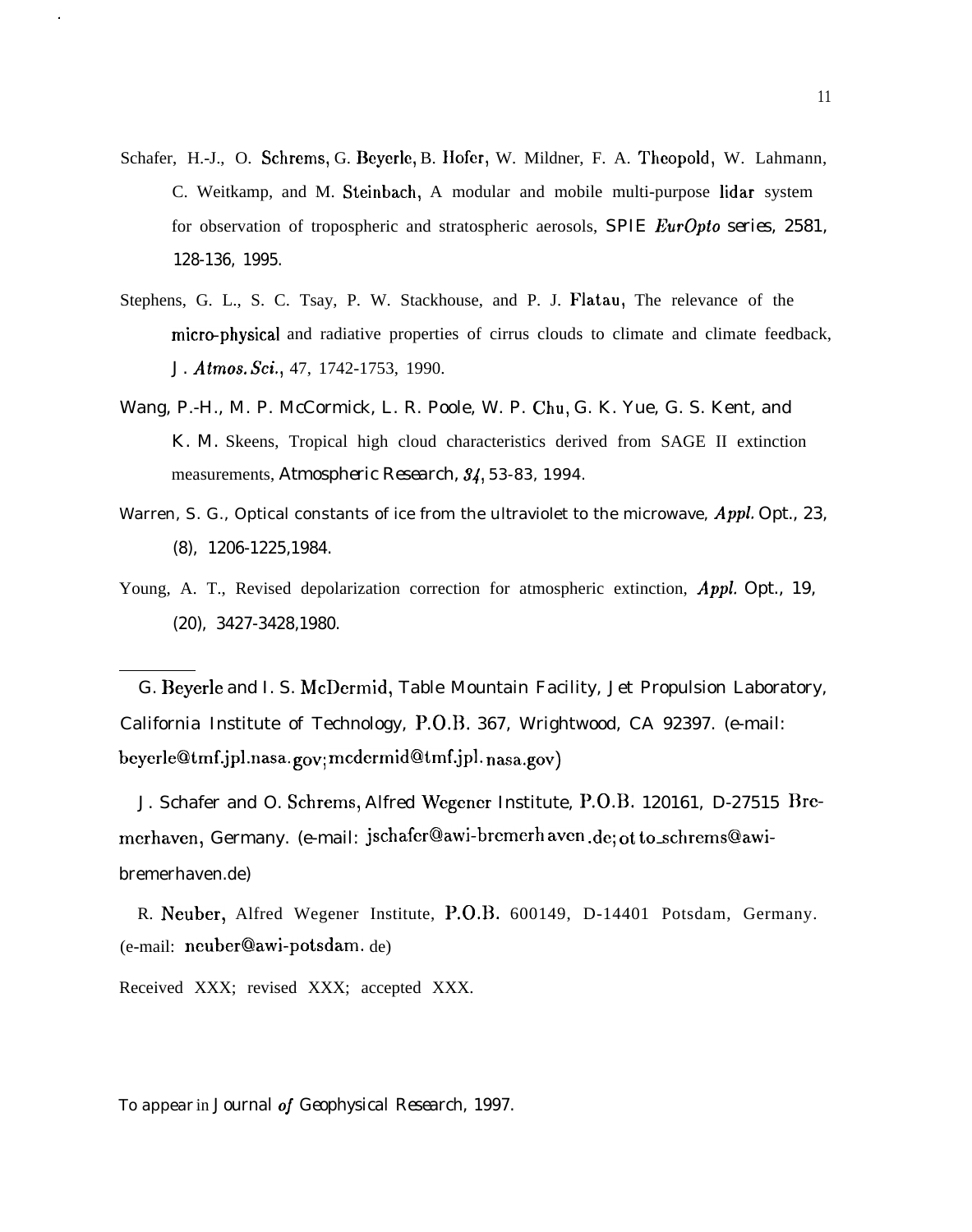Schafer, H.-J., O. Schrems, G. Beyerle, B. Hofer, W. Mildner, F. A. Theopold, W. Lahmann, C. Weitkamp, and M. Steinbach, A modular and mobile multi-purpose lidar system for observation of tropospheric and stratospheric aerosols, *SPIE EurOpto series*, 2581, 128-136, 1995.

Stephens, G. L., S. C. Tsay, P. W. Stackhouse, and P. J. Flatau, The relevance of the micro-physical and radiative properties of cirrus clouds to climate and climate feedback, *J. Atmos. Sci.*, 47, 1742-1753, 1990.

Wang, P.-H., M. P. McCormick, L. R. Poole, W. P. Chu, G. K. Yue, G. S. Kent, and K. M. Skeens, Tropical high cloud characteristics derived from SAGE II extinction measurements, *Atmospheric Research*, *34*, 53-83, 1994.

Warren, S. G., Optical constants of ice from the ultraviolet to the microwave, *Appl. Opt.*, 23, (8), 1206-1225,1984.

Young, A. T., Revised depolarization correction for atmospheric extinction, *Appl. Opt.*, 19, (20), 3427-3428,1980.

---

G. Beyerle and I. S. McDermid, Table Mountain Facility, Jet Propulsion Laboratory, California Institute of Technology, P.O.B. 367, Wrightwood, CA 92397. (e-mail: beyerle@tmf.jpl.nasa.gov; mcdermid@tmf.jpl.nasa.gov)

J. Schafer and O. Schrems, Alfred Wegener Institute, P.O.B. 120161, D-27515 Bremerhaven, Germany. (e-mail: jschafer@awi-bremerhaven.de; otto_schrems@awi-bremerhaven.de)

R. Neuber, Alfred Wegener Institute, P.O.B. 600149, D-14401 Potsdam, Germany. (e-mail: neuber@awi-potsdam.de)

Received XXX; revised XXX; accepted XXX.

To appear in *Journal of Geophysical Research*, 1997.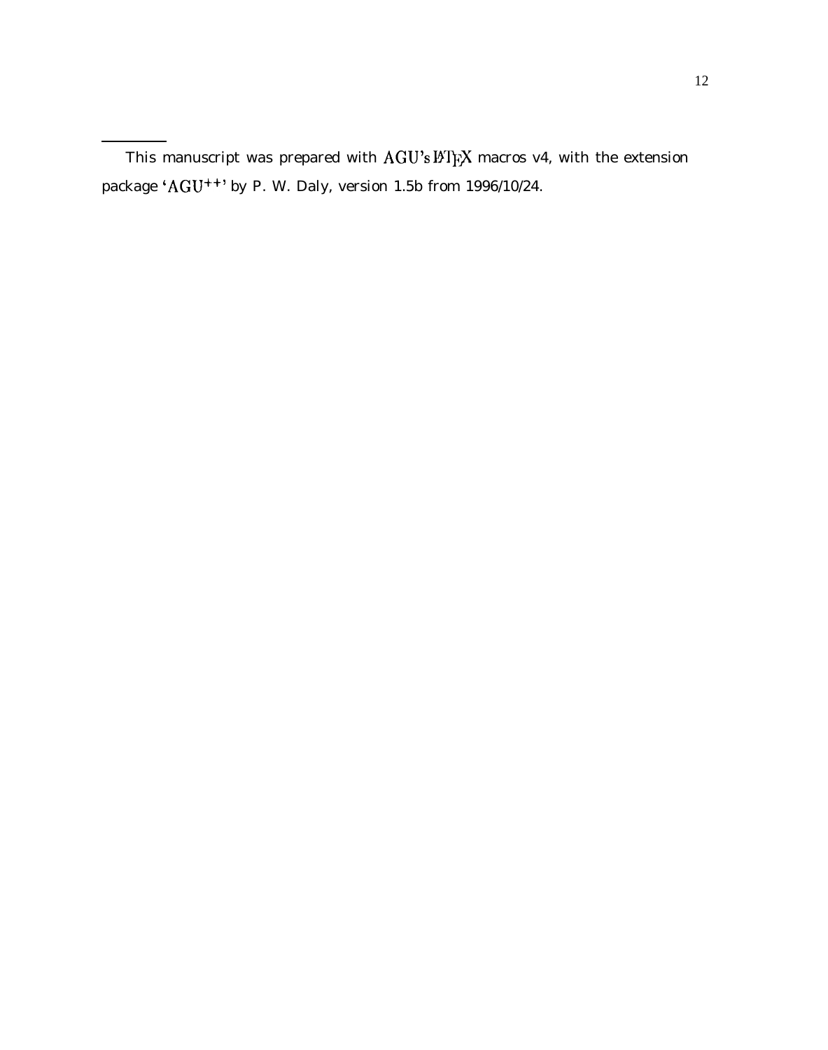---

This manuscript was prepared with AGU's LaTeX macros v4, with the extension package 'AGU$^{++}$' by P. W. Daly, version 1.5b from 1996/10/24.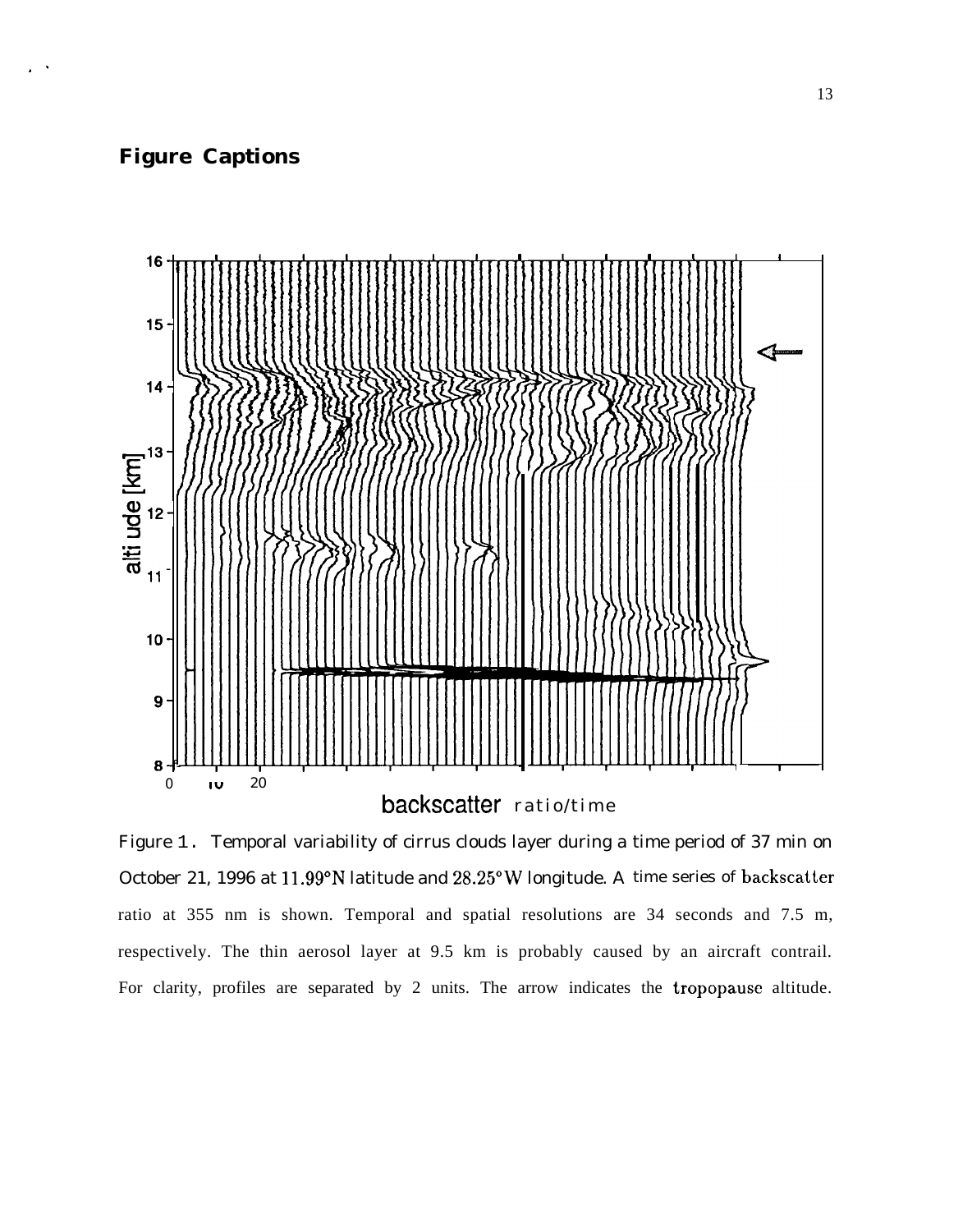## Figure Captions

Figure 1. Temporal variability of cirrus clouds layer during a time period of 37 min on October 21, 1996 at 11.99°N latitude and 28.25°W longitude. A time series of backscatter ratio at 355 nm is shown. Temporal and spatial resolutions are 34 seconds and 7.5 m, respectively. The thin aerosol layer at 9.5 km is probably caused by an aircraft contrail. For clarity, profiles are separated by 2 units. The arrow indicates the tropopause altitude.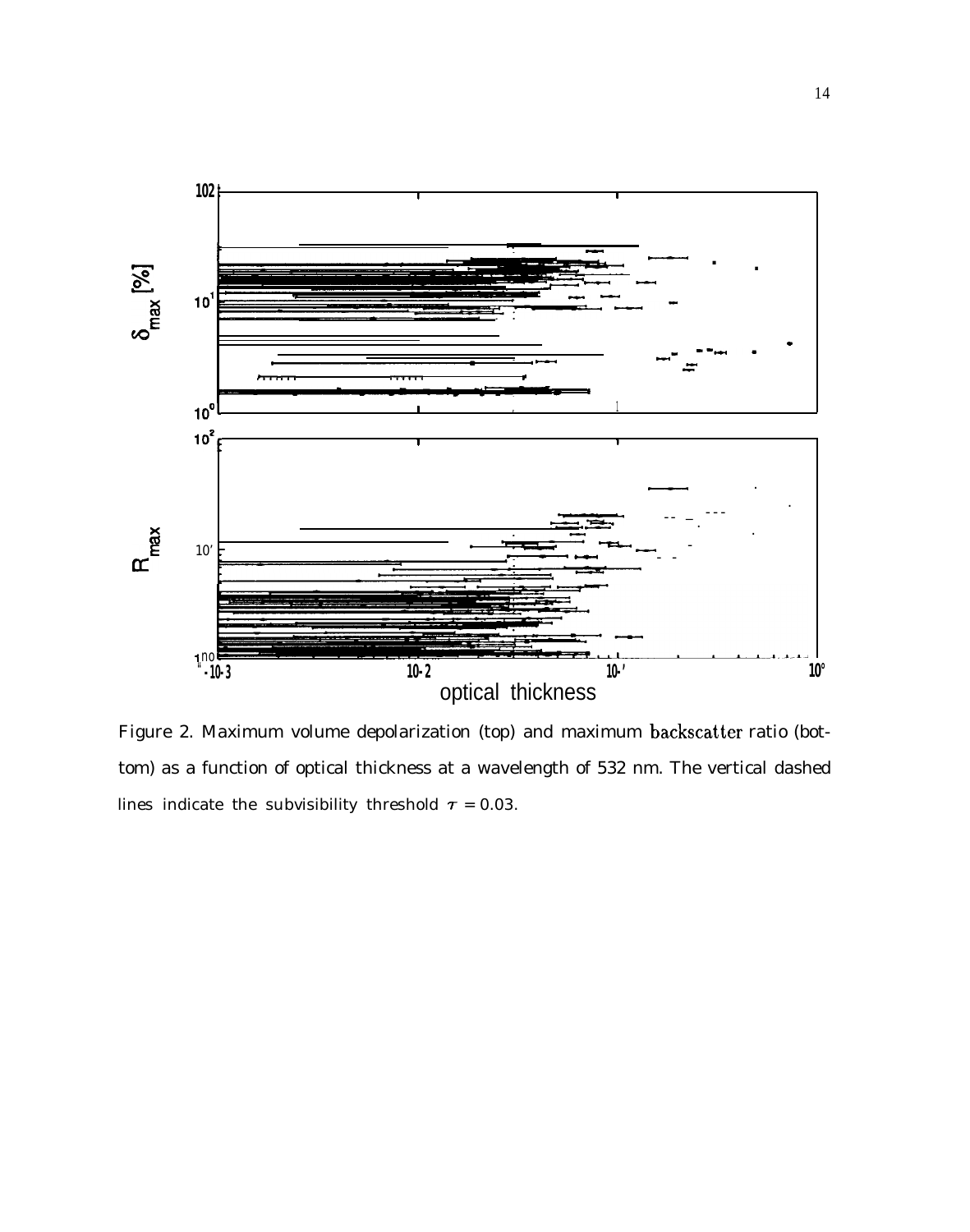Figure 2. Maximum volume depolarization (top) and maximum backscatter ratio (bottom) as a function of optical thickness at a wavelength of 532 nm. The vertical dashed lines indicate the subvisibility threshold $\tau = 0.03$.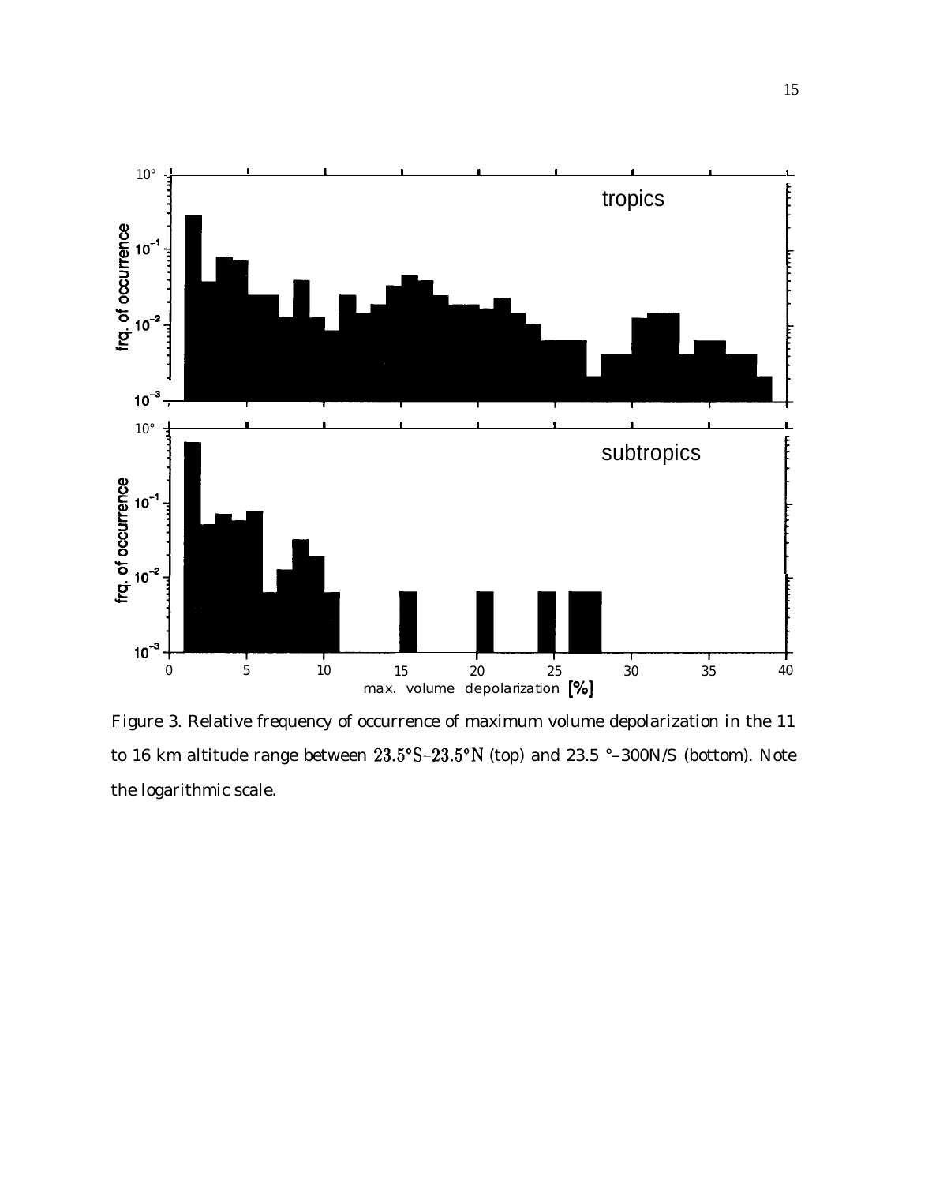Figure 3. Relative frequency of occurrence of maximum volume depolarization in the 11 to 16 km altitude range between 23.5°S–23.5°N (top) and 23.5 °–300N/S (bottom). Note the logarithmic scale.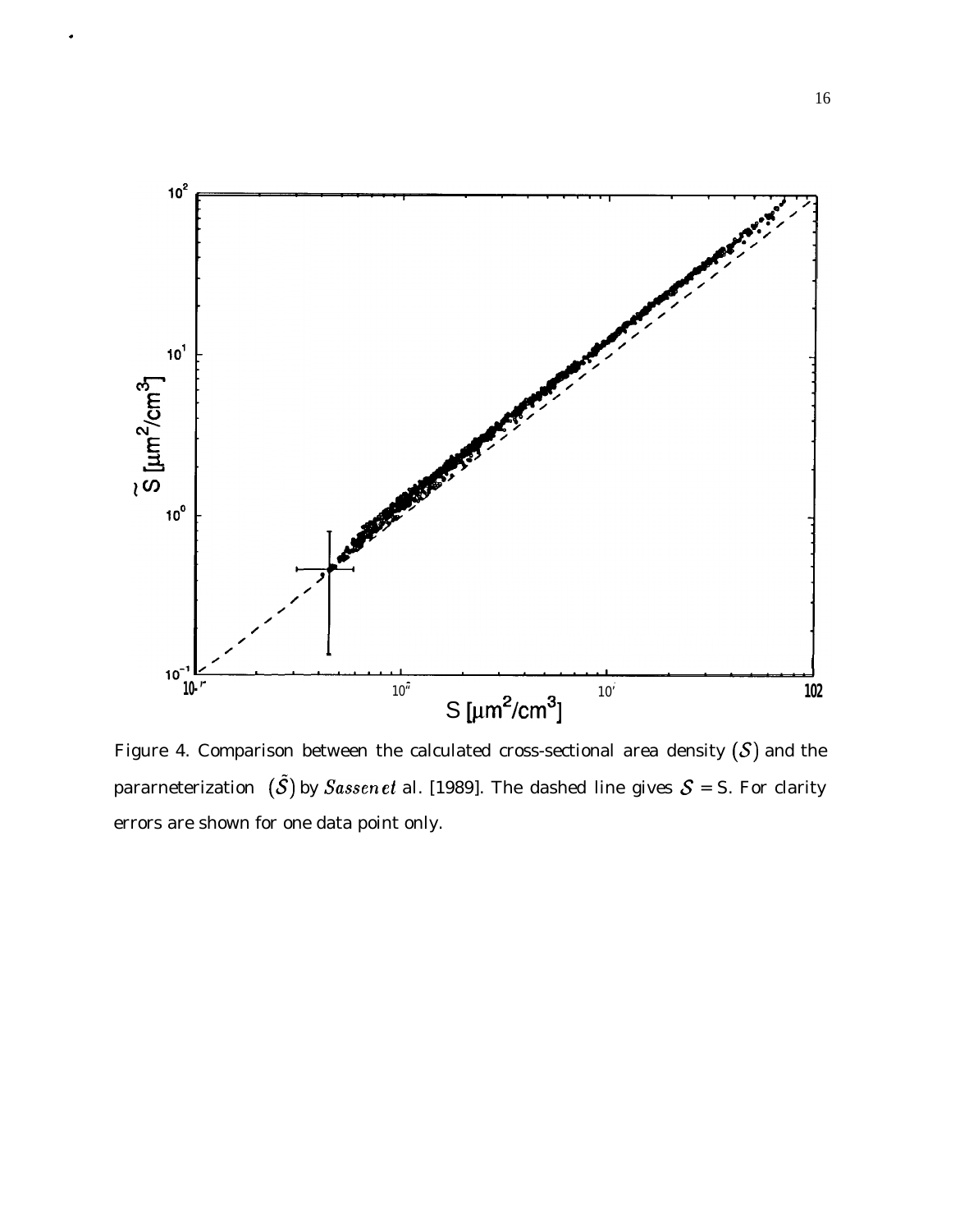Figure 4. Comparison between the calculated cross-sectional area density $(\mathcal{S})$ and the pararneterization $(\tilde{S})$ by *Sassen et* al. [1989]. The dashed line gives $\mathcal{S}$ = S. For clarity errors are shown for one data point only.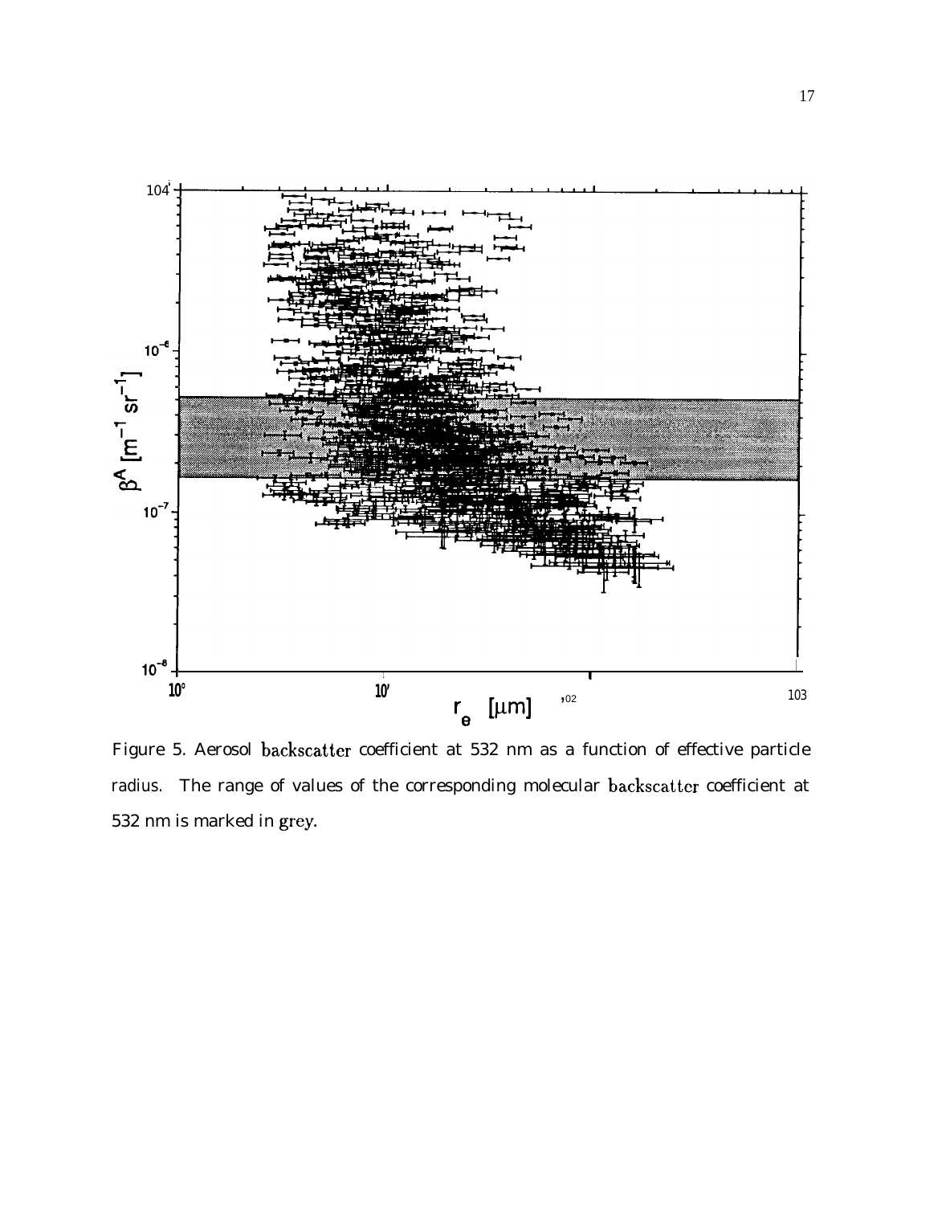Figure 5. Aerosol backscatter coefficient at 532 nm as a function of effective particle radius. The range of values of the corresponding molecular backscatter coefficient at 532 nm is marked in grey.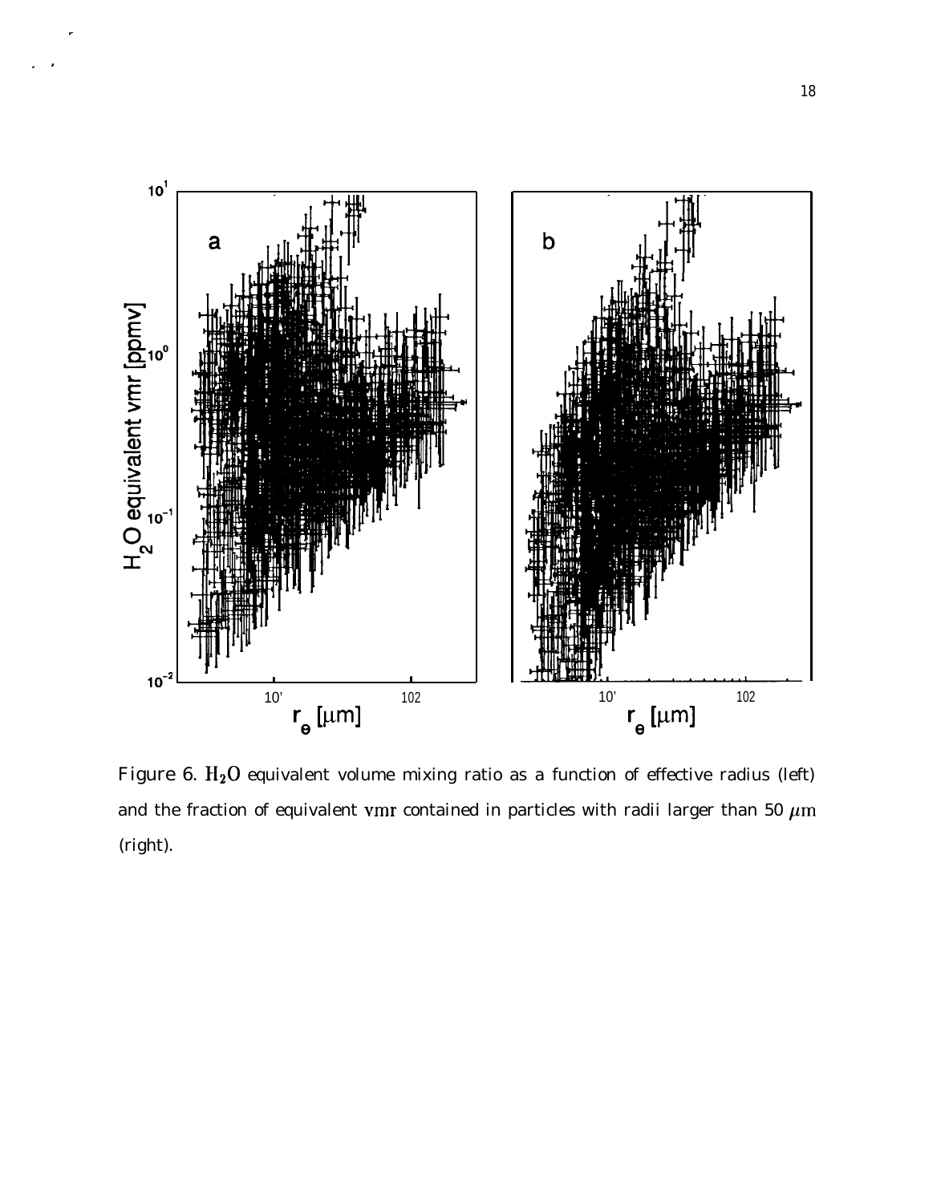a

b

$10^1$

$10^0$

$10^{-1}$

$10^{-2}$

$H_2O$ equivalent vmr [ppmv]

10'

102

$r_e$ [$\mu$m]

10'

102

$r_e$ [$\mu$m]

Figure 6. $H_2O$ equivalent volume mixing ratio as a function of effective radius (left) and the fraction of equivalent vmr contained in particles with radii larger than 50 $\mu m$ (right).